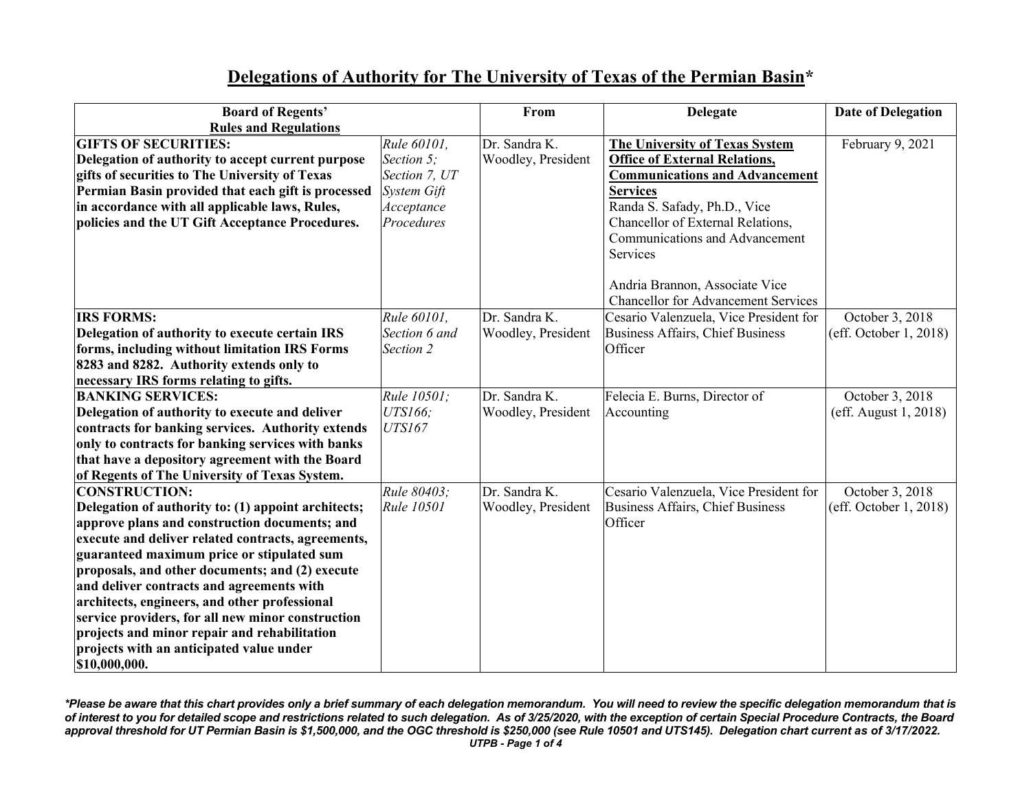# Delegations of Authority for The University of Texas of the Permian Basin*

| Board of Regents' Rules and Regulations | | From | Delegate | Date of Delegation |
|---|---|---|---|---|
| **GIFTS OF SECURITIES: Delegation of authority to accept current purpose gifts of securities to The University of Texas Permian Basin provided that each gift is processed in accordance with all applicable laws, Rules, policies and the UT Gift Acceptance Procedures.** | *Rule 60101, Section 5; Section 7, UT System Gift Acceptance Procedures* | Dr. Sandra K. Woodley, President | **The University of Texas System Office of External Relations, Communications and Advancement Services** Randa S. Safady, Ph.D., Vice Chancellor of External Relations, Communications and Advancement Services<br><br>Andria Brannon, Associate Vice Chancellor for Advancement Services | February 9, 2021 |
| **IRS FORMS: Delegation of authority to execute certain IRS forms, including without limitation IRS Forms 8283 and 8282. Authority extends only to necessary IRS forms relating to gifts.** | *Rule 60101, Section 6 and Section 2* | Dr. Sandra K. Woodley, President | Cesario Valenzuela, Vice President for Business Affairs, Chief Business Officer | October 3, 2018 (eff. October 1, 2018) |
| **BANKING SERVICES: Delegation of authority to execute and deliver contracts for banking services. Authority extends only to contracts for banking services with banks that have a depository agreement with the Board of Regents of The University of Texas System.** | *Rule 10501; UTS166; UTS167* | Dr. Sandra K. Woodley, President | Felecia E. Burns, Director of Accounting | October 3, 2018 (eff. August 1, 2018) |
| **CONSTRUCTION: Delegation of authority to: (1) appoint architects; approve plans and construction documents; and execute and deliver related contracts, agreements, guaranteed maximum price or stipulated sum proposals, and other documents; and (2) execute and deliver contracts and agreements with architects, engineers, and other professional service providers, for all new minor construction projects and minor repair and rehabilitation projects with an anticipated value under $10,000,000.** | *Rule 80403; Rule 10501* | Dr. Sandra K. Woodley, President | Cesario Valenzuela, Vice President for Business Affairs, Chief Business Officer | October 3, 2018 (eff. October 1, 2018) |

***Please be aware that this chart provides only a brief summary of each delegation memorandum. You will need to review the specific delegation memorandum that is of interest to you for detailed scope and restrictions related to such delegation. As of 3/25/2020, with the exception of certain Special Procedure Contracts, the Board approval threshold for UT Permian Basin is $1,500,000, and the OGC threshold is $250,000 (see Rule 10501 and UTS145). Delegation chart current as of 3/17/2022.***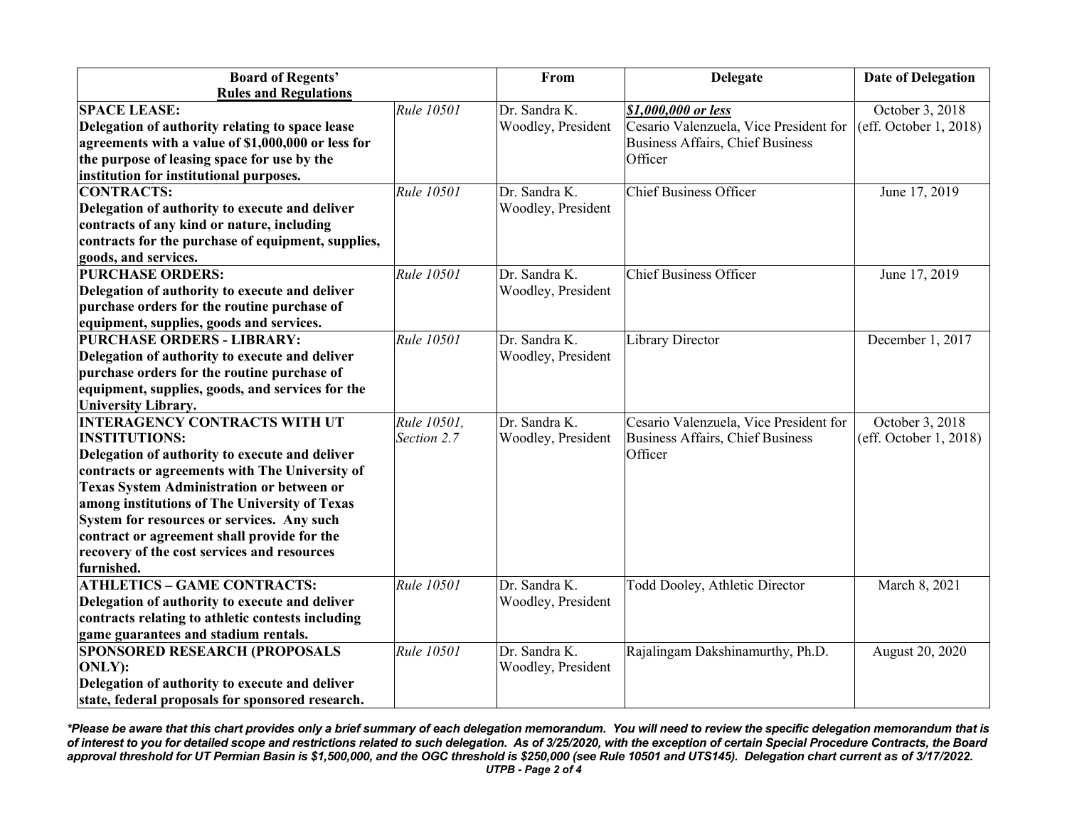| Board of Regents' Rules and Regulations | | From | Delegate | Date of Delegation |
|---|---|---|---|---|
| **SPACE LEASE: Delegation of authority relating to space lease agreements with a value of $1,000,000 or less for the purpose of leasing space for use by the institution for institutional purposes.** | *Rule 10501* | Dr. Sandra K. Woodley, President | ***$1,000,000 or less*** Cesario Valenzuela, Vice President for Business Affairs, Chief Business Officer | October 3, 2018 (eff. October 1, 2018) |
| **CONTRACTS: Delegation of authority to execute and deliver contracts of any kind or nature, including contracts for the purchase of equipment, supplies, goods, and services.** | *Rule 10501* | Dr. Sandra K. Woodley, President | Chief Business Officer | June 17, 2019 |
| **PURCHASE ORDERS: Delegation of authority to execute and deliver purchase orders for the routine purchase of equipment, supplies, goods and services.** | *Rule 10501* | Dr. Sandra K. Woodley, President | Chief Business Officer | June 17, 2019 |
| **PURCHASE ORDERS - LIBRARY: Delegation of authority to execute and deliver purchase orders for the routine purchase of equipment, supplies, goods, and services for the University Library.** | *Rule 10501* | Dr. Sandra K. Woodley, President | Library Director | December 1, 2017 |
| **INTERAGENCY CONTRACTS WITH UT INSTITUTIONS: Delegation of authority to execute and deliver contracts or agreements with The University of Texas System Administration or between or among institutions of The University of Texas System for resources or services. Any such contract or agreement shall provide for the recovery of the cost services and resources furnished.** | *Rule 10501, Section 2.7* | Dr. Sandra K. Woodley, President | Cesario Valenzuela, Vice President for Business Affairs, Chief Business Officer | October 3, 2018 (eff. October 1, 2018) |
| **ATHLETICS – GAME CONTRACTS: Delegation of authority to execute and deliver contracts relating to athletic contests including game guarantees and stadium rentals.** | *Rule 10501* | Dr. Sandra K. Woodley, President | Todd Dooley, Athletic Director | March 8, 2021 |
| **SPONSORED RESEARCH (PROPOSALS ONLY): Delegation of authority to execute and deliver state, federal proposals for sponsored research.** | *Rule 10501* | Dr. Sandra K. Woodley, President | Rajalingam Dakshinamurthy, Ph.D. | August 20, 2020 |

***Please be aware that this chart provides only a brief summary of each delegation memorandum. You will need to review the specific delegation memorandum that is of interest to you for detailed scope and restrictions related to such delegation. As of 3/25/2020, with the exception of certain Special Procedure Contracts, the Board approval threshold for UT Permian Basin is $1,500,000, and the OGC threshold is $250,000 (see Rule 10501 and UTS145). Delegation chart current as of 3/17/2022.***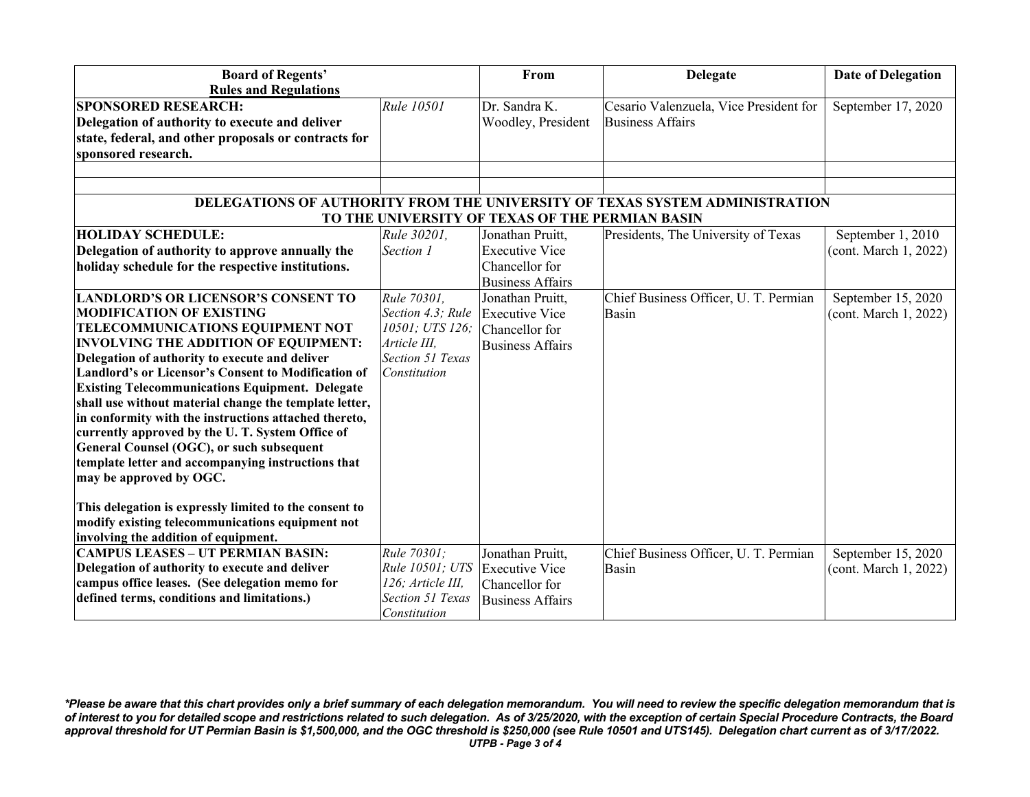| **Board of Regents' Rules and Regulations** | | **From** | **Delegate** | **Date of Delegation** |
|---|---|---|---|---|
| **SPONSORED RESEARCH: Delegation of authority to execute and deliver state, federal, and other proposals or contracts for sponsored research.** | *Rule 10501* | Dr. Sandra K. Woodley, President | Cesario Valenzuela, Vice President for Business Affairs | September 17, 2020 |
| | | | | |
| | | | | |
| **DELEGATIONS OF AUTHORITY FROM THE UNIVERSITY OF TEXAS SYSTEM ADMINISTRATION TO THE UNIVERSITY OF TEXAS OF THE PERMIAN BASIN** | | | | |
| **HOLIDAY SCHEDULE: Delegation of authority to approve annually the holiday schedule for the respective institutions.** | *Rule 30201, Section 1* | Jonathan Pruitt, Executive Vice Chancellor for Business Affairs | Presidents, The University of Texas | September 1, 2010 (cont. March 1, 2022) |
| **LANDLORD'S OR LICENSOR'S CONSENT TO MODIFICATION OF EXISTING TELECOMMUNICATIONS EQUIPMENT NOT INVOLVING THE ADDITION OF EQUIPMENT: Delegation of authority to execute and deliver Landlord's or Licensor's Consent to Modification of Existing Telecommunications Equipment. Delegate shall use without material change the template letter, in conformity with the instructions attached thereto, currently approved by the U. T. System Office of General Counsel (OGC), or such subsequent template letter and accompanying instructions that may be approved by OGC.<br><br>This delegation is expressly limited to the consent to modify existing telecommunications equipment not involving the addition of equipment.** | *Rule 70301, Section 4.3; Rule 10501; UTS 126; Article III, Section 51 Texas Constitution* | Jonathan Pruitt, Executive Vice Chancellor for Business Affairs | Chief Business Officer, U. T. Permian Basin | September 15, 2020 (cont. March 1, 2022) |
| **CAMPUS LEASES – UT PERMIAN BASIN: Delegation of authority to execute and deliver campus office leases. (See delegation memo for defined terms, conditions and limitations.)** | *Rule 70301; Rule 10501; UTS 126; Article III, Section 51 Texas Constitution* | Jonathan Pruitt, Executive Vice Chancellor for Business Affairs | Chief Business Officer, U. T. Permian Basin | September 15, 2020 (cont. March 1, 2022) |

***Please be aware that this chart provides only a brief summary of each delegation memorandum. You will need to review the specific delegation memorandum that is of interest to you for detailed scope and restrictions related to such delegation. As of 3/25/2020, with the exception of certain Special Procedure Contracts, the Board approval threshold for UT Permian Basin is $1,500,000, and the OGC threshold is $250,000 (see Rule 10501 and UTS145). Delegation chart current as of 3/17/2022.***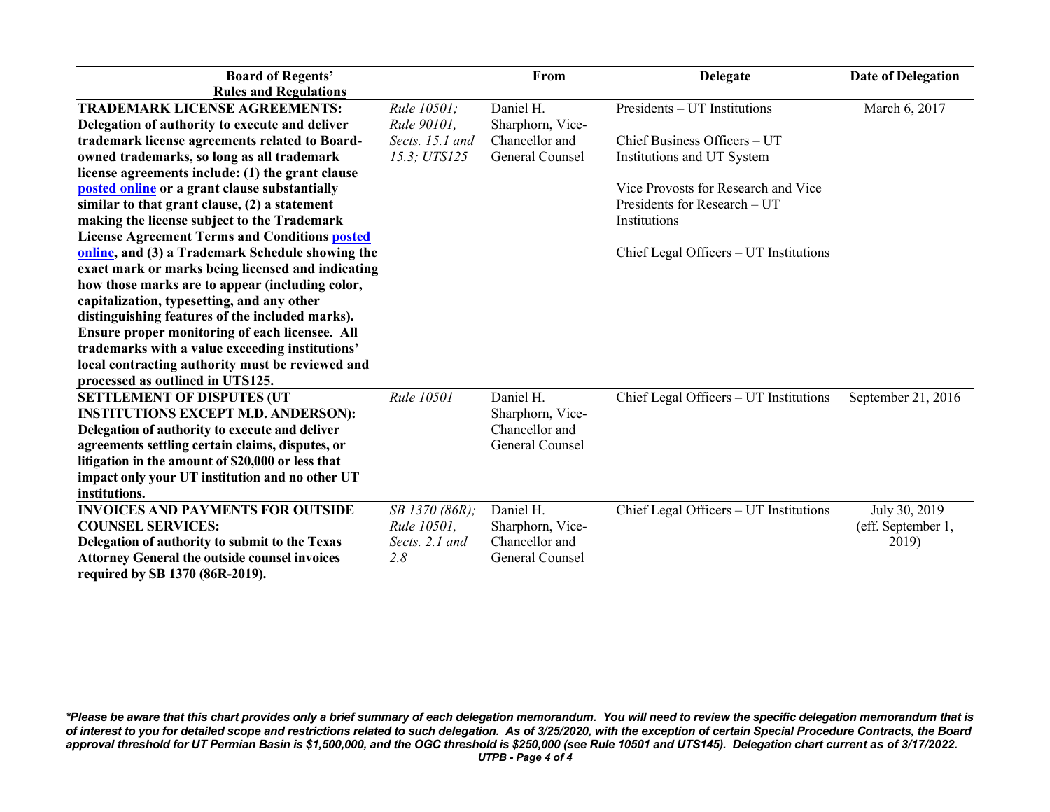| Board of Regents' Rules and Regulations | | From | Delegate | Date of Delegation |
|---|---|---|---|---|
| **TRADEMARK LICENSE AGREEMENTS: Delegation of authority to execute and deliver trademark license agreements related to Board-owned trademarks, so long as all trademark license agreements include: (1) the grant clause posted online or a grant clause substantially similar to that grant clause, (2) a statement making the license subject to the Trademark License Agreement Terms and Conditions posted online, and (3) a Trademark Schedule showing the exact mark or marks being licensed and indicating how those marks are to appear (including color, capitalization, typesetting, and any other distinguishing features of the included marks). Ensure proper monitoring of each licensee. All trademarks with a value exceeding institutions' local contracting authority must be reviewed and processed as outlined in UTS125.** | *Rule 10501; Rule 90101, Sects. 15.1 and 15.3; UTS125* | Daniel H. Sharphorn, Vice-Chancellor and General Counsel | Presidents – UT Institutions<br><br>Chief Business Officers – UT Institutions and UT System<br><br>Vice Provosts for Research and Vice Presidents for Research – UT Institutions<br><br>Chief Legal Officers – UT Institutions | March 6, 2017 |
| **SETTLEMENT OF DISPUTES (UT INSTITUTIONS EXCEPT M.D. ANDERSON): Delegation of authority to execute and deliver agreements settling certain claims, disputes, or litigation in the amount of $20,000 or less that impact only your UT institution and no other UT institutions.** | *Rule 10501* | Daniel H. Sharphorn, Vice-Chancellor and General Counsel | Chief Legal Officers – UT Institutions | September 21, 2016 |
| **INVOICES AND PAYMENTS FOR OUTSIDE COUNSEL SERVICES: Delegation of authority to submit to the Texas Attorney General the outside counsel invoices required by SB 1370 (86R-2019).** | *SB 1370 (86R); Rule 10501, Sects. 2.1 and 2.8* | Daniel H. Sharphorn, Vice-Chancellor and General Counsel | Chief Legal Officers – UT Institutions | July 30, 2019 (eff. September 1, 2019) |

***Please be aware that this chart provides only a brief summary of each delegation memorandum. You will need to review the specific delegation memorandum that is of interest to you for detailed scope and restrictions related to such delegation. As of 3/25/2020, with the exception of certain Special Procedure Contracts, the Board approval threshold for UT Permian Basin is $1,500,000, and the OGC threshold is $250,000 (see Rule 10501 and UTS145). Delegation chart current as of 3/17/2022.***